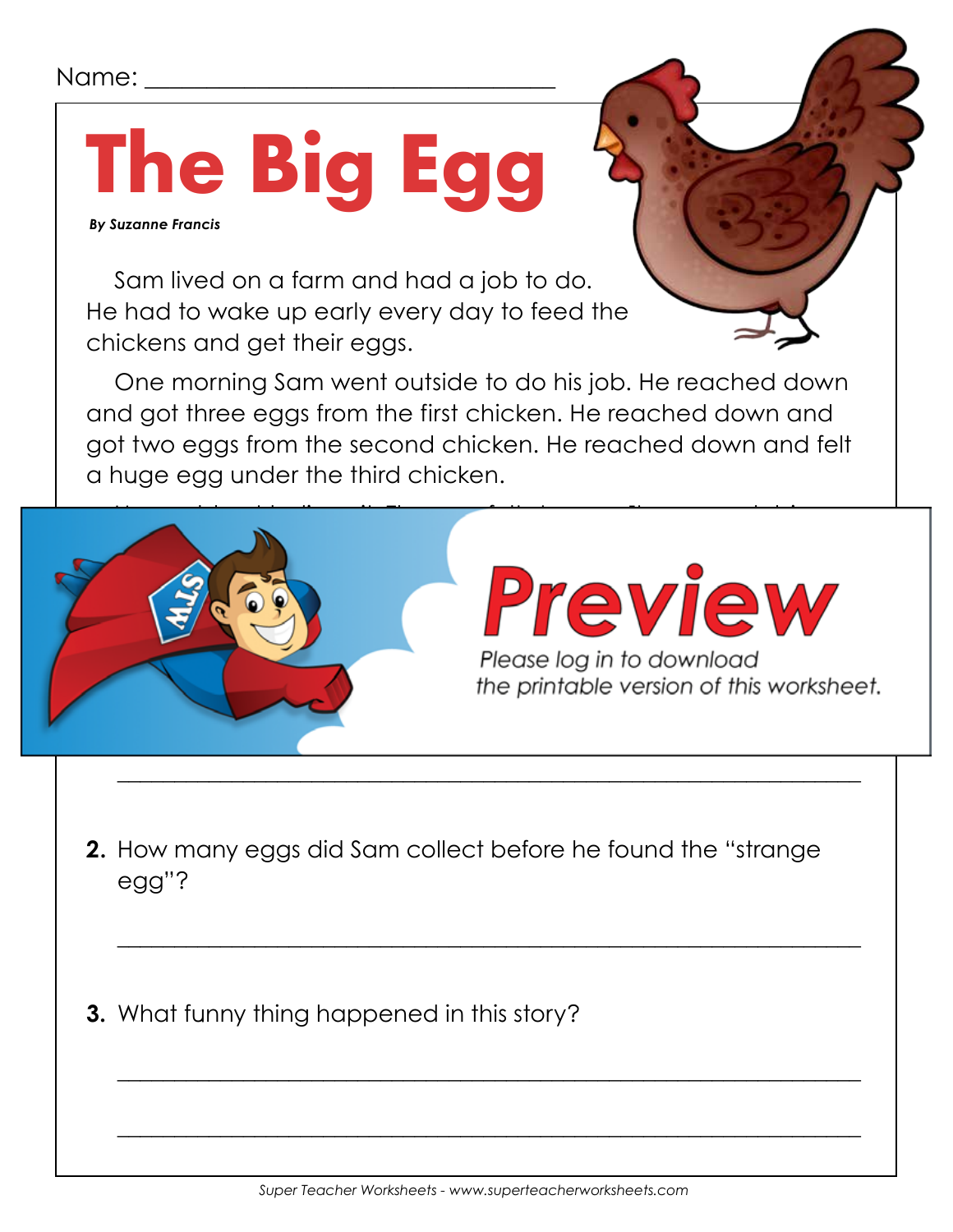Name: ______________________________

# The Big Egg

***By Suzanne Francis***

Sam lived on a farm and had a job to do. He had to wake up early every day to feed the chickens and get their eggs.

One morning Sam went outside to do his job. He reached down and got three eggs from the first chicken. He reached down and got two eggs from the second chicken. He reached down and felt a huge egg under the third chicken.

**Preview**

Please log in to download the printable version of this worksheet.

___________________________________________________________

**2.** How many eggs did Sam collect before he found the "strange egg"?

___________________________________________________________

**3.** What funny thing happened in this story?

___________________________________________________________

___________________________________________________________

*Super Teacher Worksheets - www.superteacherworksheets.com*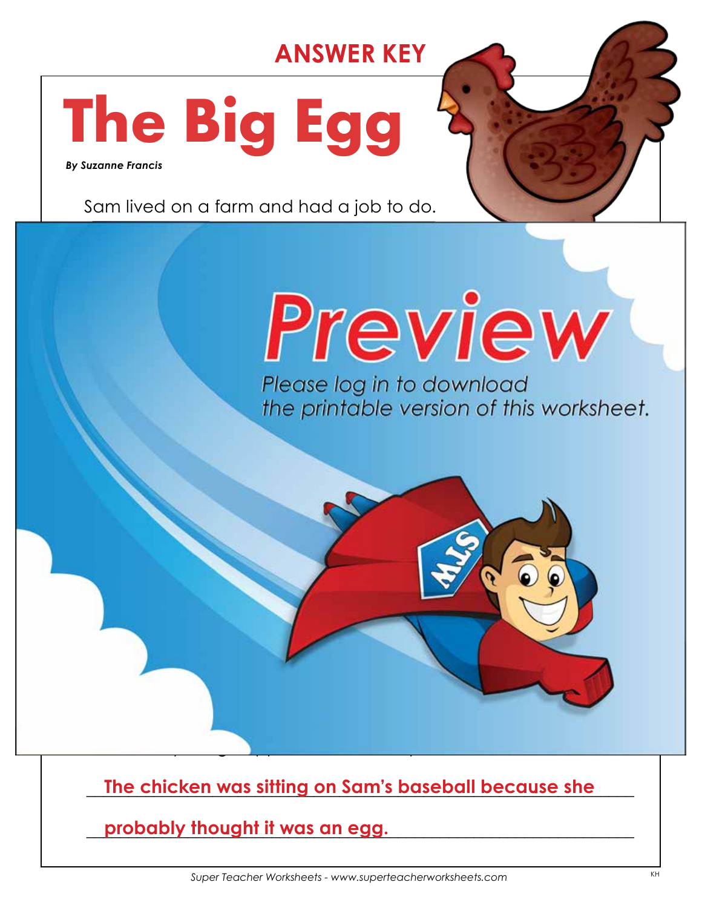ANSWER KEY

# The Big Egg

***By Suzanne Francis***

Sam lived on a farm and had a job to do.

Preview

Please log in to download the printable version of this worksheet.

**The chicken was sitting on Sam's baseball because she probably thought it was an egg.**